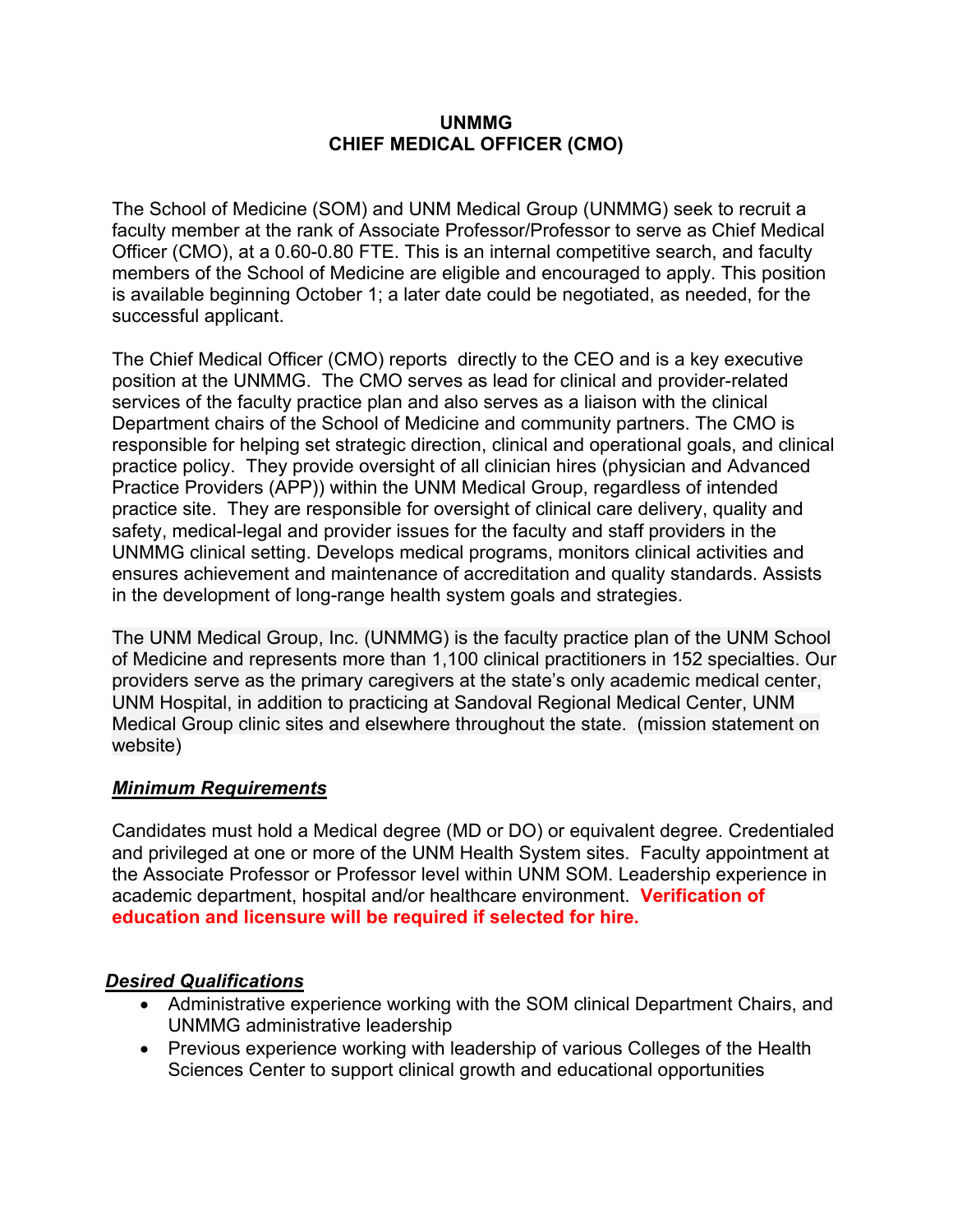# UNMMG
# CHIEF MEDICAL OFFICER (CMO)

The School of Medicine (SOM) and UNM Medical Group (UNMMG) seek to recruit a faculty member at the rank of Associate Professor/Professor to serve as Chief Medical Officer (CMO), at a 0.60-0.80 FTE. This is an internal competitive search, and faculty members of the School of Medicine are eligible and encouraged to apply. This position is available beginning October 1; a later date could be negotiated, as needed, for the successful applicant.

The Chief Medical Officer (CMO) reports directly to the CEO and is a key executive position at the UNMMG. The CMO serves as lead for clinical and provider-related services of the faculty practice plan and also serves as a liaison with the clinical Department chairs of the School of Medicine and community partners. The CMO is responsible for helping set strategic direction, clinical and operational goals, and clinical practice policy. They provide oversight of all clinician hires (physician and Advanced Practice Providers (APP)) within the UNM Medical Group, regardless of intended practice site. They are responsible for oversight of clinical care delivery, quality and safety, medical-legal and provider issues for the faculty and staff providers in the UNMMG clinical setting. Develops medical programs, monitors clinical activities and ensures achievement and maintenance of accreditation and quality standards. Assists in the development of long-range health system goals and strategies.

The UNM Medical Group, Inc. (UNMMG) is the faculty practice plan of the UNM School of Medicine and represents more than 1,100 clinical practitioners in 152 specialties. Our providers serve as the primary caregivers at the state's only academic medical center, UNM Hospital, in addition to practicing at Sandoval Regional Medical Center, UNM Medical Group clinic sites and elsewhere throughout the state. (mission statement on website)

***Minimum Requirements***

Candidates must hold a Medical degree (MD or DO) or equivalent degree. Credentialed and privileged at one or more of the UNM Health System sites. Faculty appointment at the Associate Professor or Professor level within UNM SOM. Leadership experience in academic department, hospital and/or healthcare environment. **Verification of education and licensure will be required if selected for hire.**

***Desired Qualifications***

- Administrative experience working with the SOM clinical Department Chairs, and UNMMG administrative leadership
- Previous experience working with leadership of various Colleges of the Health Sciences Center to support clinical growth and educational opportunities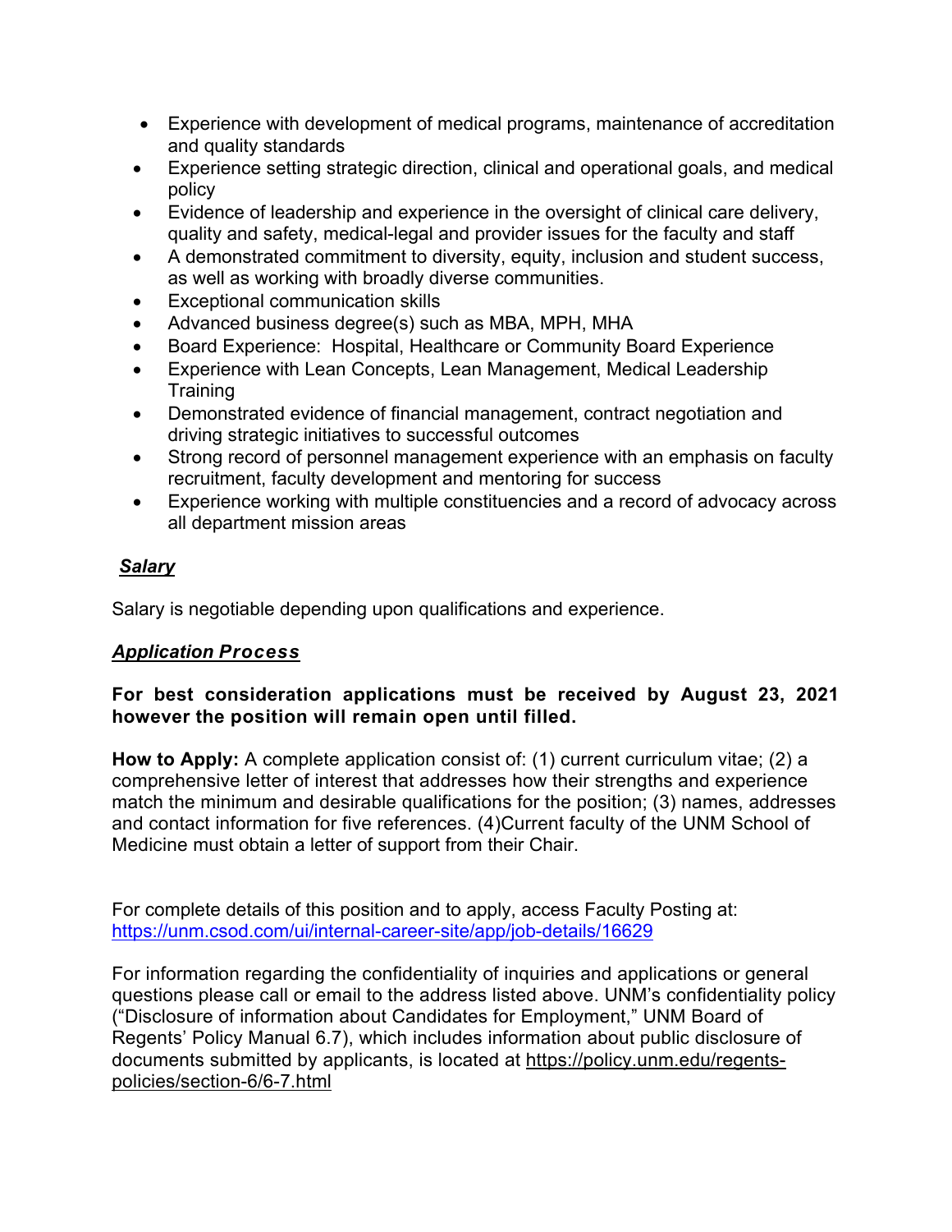- Experience with development of medical programs, maintenance of accreditation and quality standards
- Experience setting strategic direction, clinical and operational goals, and medical policy
- Evidence of leadership and experience in the oversight of clinical care delivery, quality and safety, medical-legal and provider issues for the faculty and staff
- A demonstrated commitment to diversity, equity, inclusion and student success, as well as working with broadly diverse communities.
- Exceptional communication skills
- Advanced business degree(s) such as MBA, MPH, MHA
- Board Experience: Hospital, Healthcare or Community Board Experience
- Experience with Lean Concepts, Lean Management, Medical Leadership Training
- Demonstrated evidence of financial management, contract negotiation and driving strategic initiatives to successful outcomes
- Strong record of personnel management experience with an emphasis on faculty recruitment, faculty development and mentoring for success
- Experience working with multiple constituencies and a record of advocacy across all department mission areas

***Salary***

Salary is negotiable depending upon qualifications and experience.

***Application Process***

**For best consideration applications must be received by August 23, 2021 however the position will remain open until filled.**

**How to Apply:** A complete application consist of: (1) current curriculum vitae; (2) a comprehensive letter of interest that addresses how their strengths and experience match the minimum and desirable qualifications for the position; (3) names, addresses and contact information for five references. (4)Current faculty of the UNM School of Medicine must obtain a letter of support from their Chair.

For complete details of this position and to apply, access Faculty Posting at: https://unm.csod.com/ui/internal-career-site/app/job-details/16629

For information regarding the confidentiality of inquiries and applications or general questions please call or email to the address listed above. UNM's confidentiality policy ("Disclosure of information about Candidates for Employment," UNM Board of Regents' Policy Manual 6.7), which includes information about public disclosure of documents submitted by applicants, is located at https://policy.unm.edu/regents-policies/section-6/6-7.html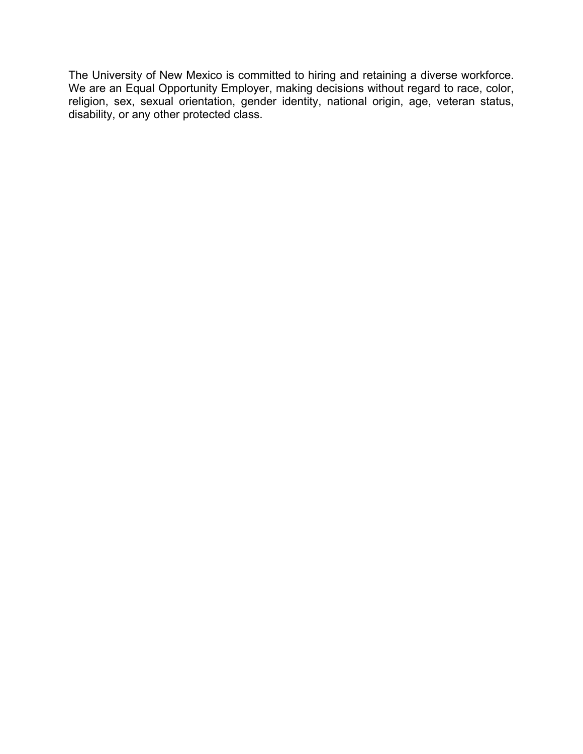The University of New Mexico is committed to hiring and retaining a diverse workforce. We are an Equal Opportunity Employer, making decisions without regard to race, color, religion, sex, sexual orientation, gender identity, national origin, age, veteran status, disability, or any other protected class.